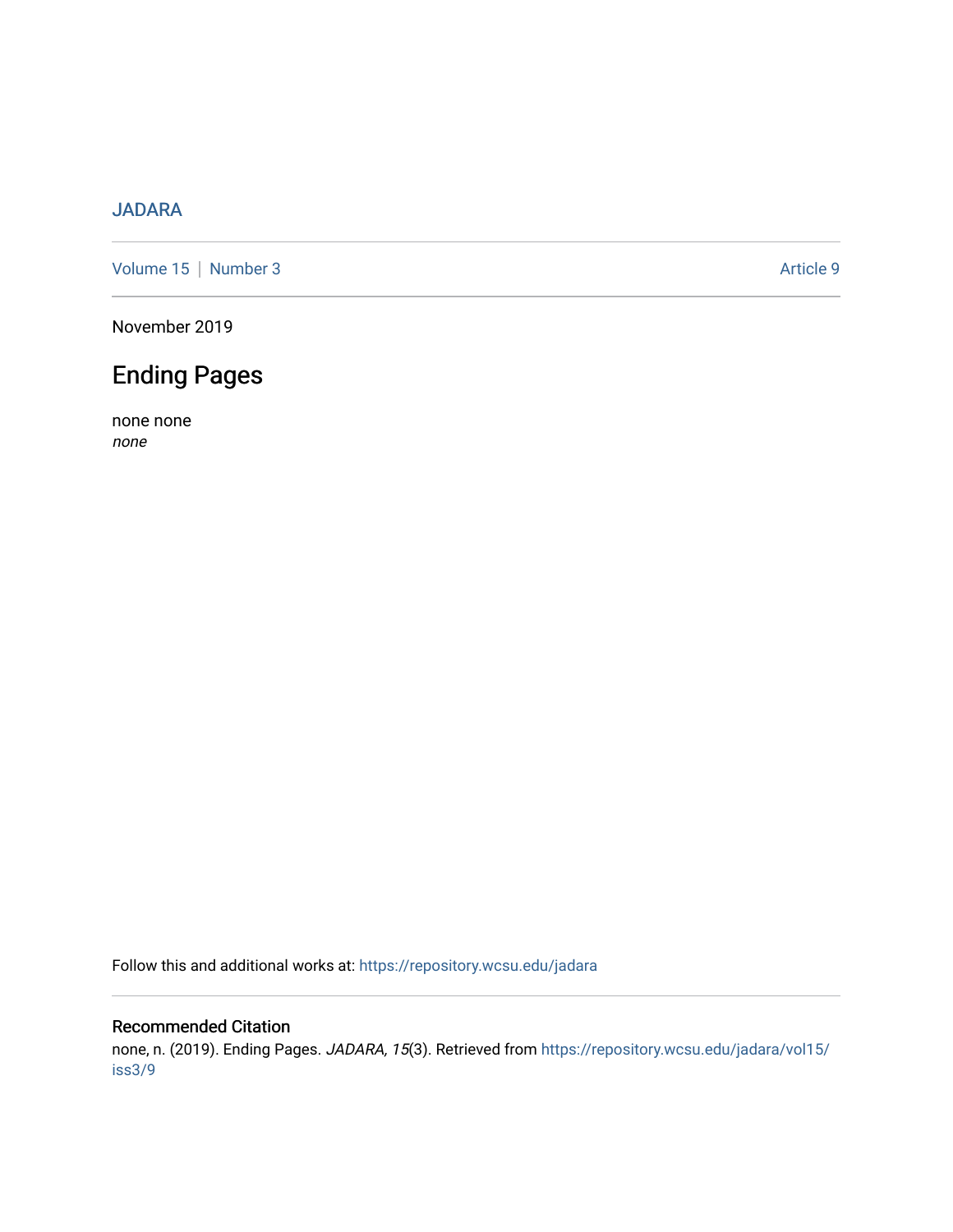JADARA

Volume 15 | Number 3 Article 9

November 2019

# Ending Pages

none none
*none*

Follow this and additional works at: https://repository.wcsu.edu/jadara

## Recommended Citation

none, n. (2019). Ending Pages. *JADARA, 15*(3). Retrieved from https://repository.wcsu.edu/jadara/vol15/iss3/9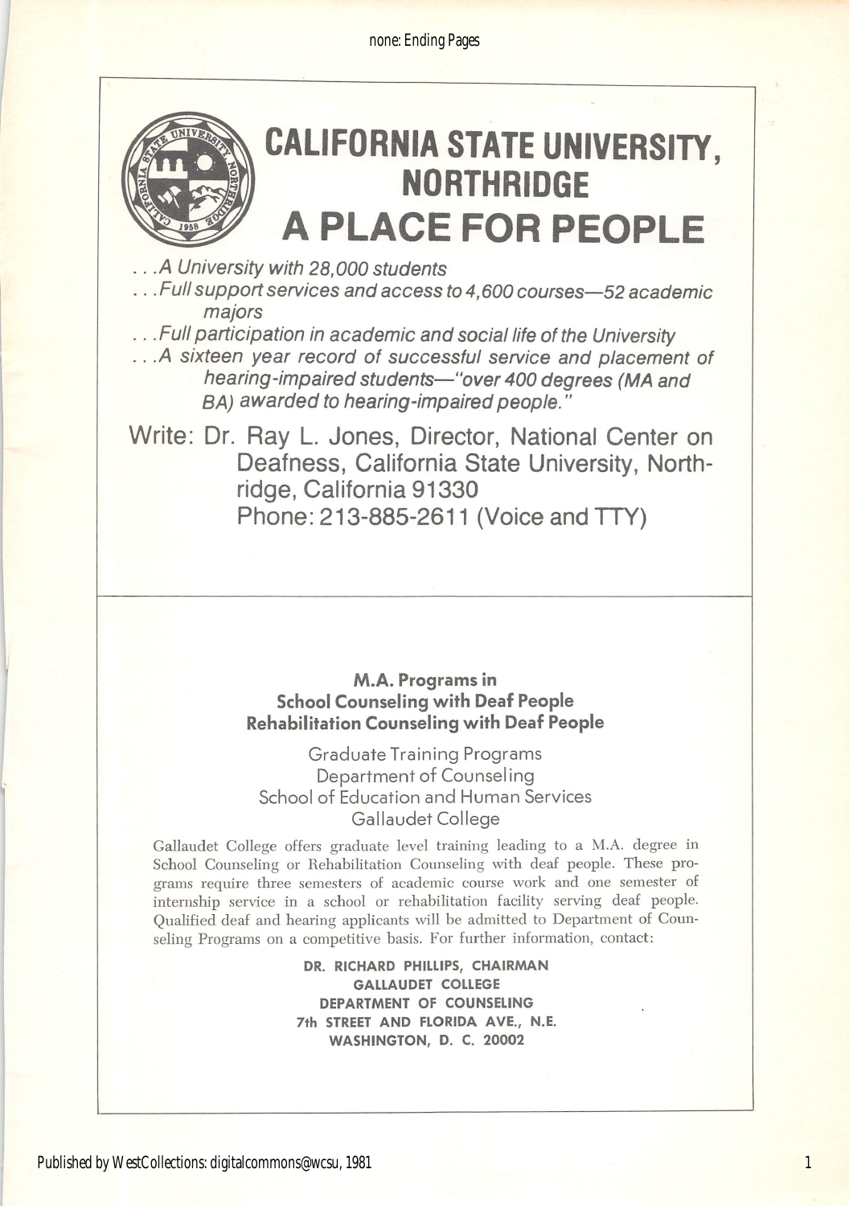# CALIFORNIA STATE UNIVERSITY, NORTHRIDGE

# A PLACE FOR PEOPLE

*...A University with 28,000 students*

*...Full support services and access to 4,600 courses—52 academic majors*

*...Full participation in academic and social life of the University*

*...A sixteen year record of successful service and placement of hearing-impaired students—"over 400 degrees (MA and BA) awarded to hearing-impaired people."*

Write: Dr. Ray L. Jones, Director, National Center on Deafness, California State University, Northridge, California 91330
Phone: 213-885-2611 (Voice and TTY)

---

**M.A. Programs in**
**School Counseling with Deaf People**
**Rehabilitation Counseling with Deaf People**

Graduate Training Programs
Department of Counseling
School of Education and Human Services
Gallaudet College

Gallaudet College offers graduate level training leading to a M.A. degree in School Counseling or Rehabilitation Counseling with deaf people. These programs require three semesters of academic course work and one semester of internship service in a school or rehabilitation facility serving deaf people. Qualified deaf and hearing applicants will be admitted to Department of Counseling Programs on a competitive basis. For further information, contact:

**DR. RICHARD PHILLIPS, CHAIRMAN**
**GALLAUDET COLLEGE**
**DEPARTMENT OF COUNSELING**
**7th STREET AND FLORIDA AVE., N.E.**
**WASHINGTON, D. C. 20002**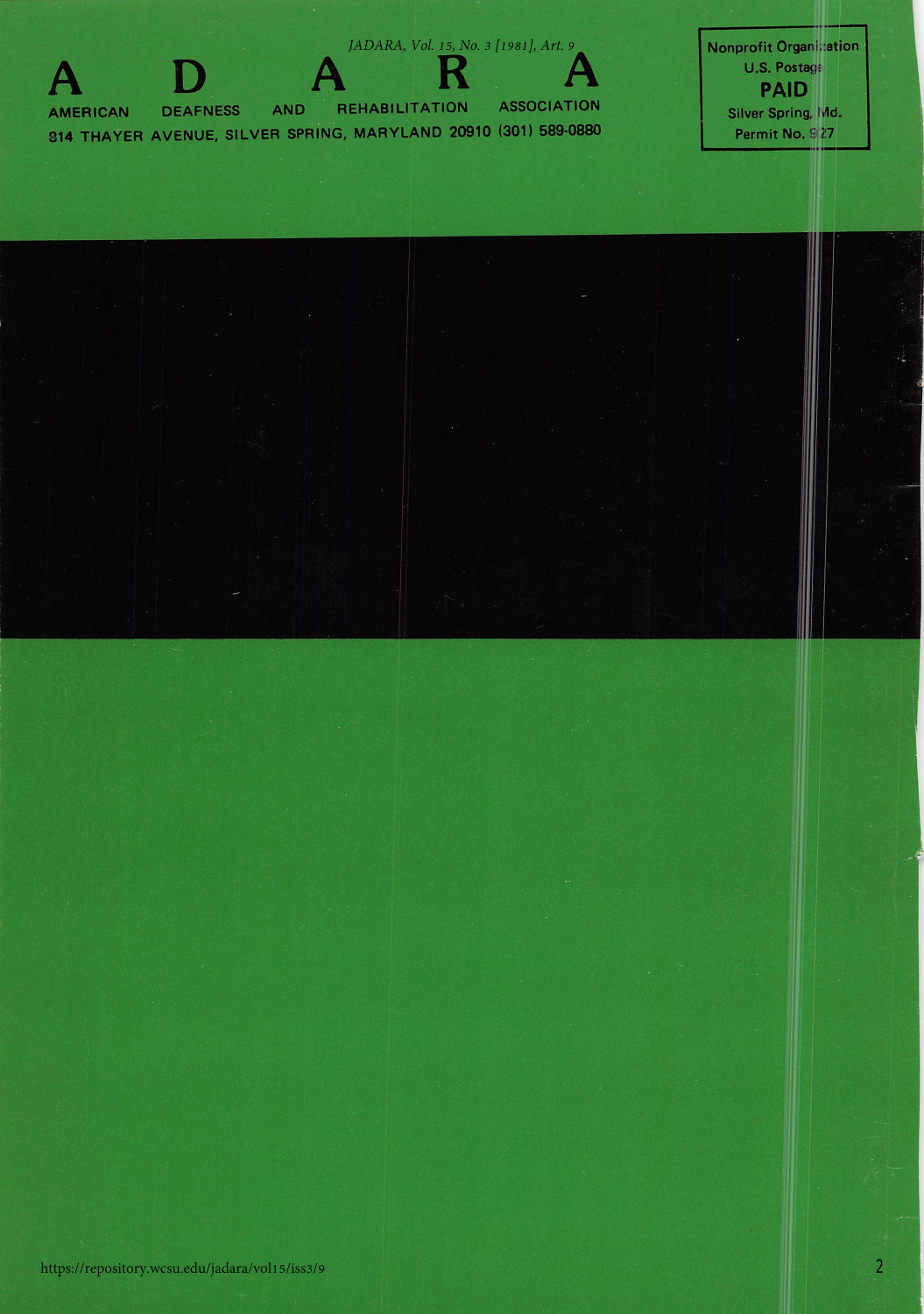# A D A R A

AMERICAN DEAFNESS AND REHABILITATION ASSOCIATION

814 THAYER AVENUE, SILVER SPRING, MARYLAND 20910 (301) 589-0880

Nonprofit Organization
U.S. Postage
**PAID**
Silver Spring, Md.
Permit No. 927